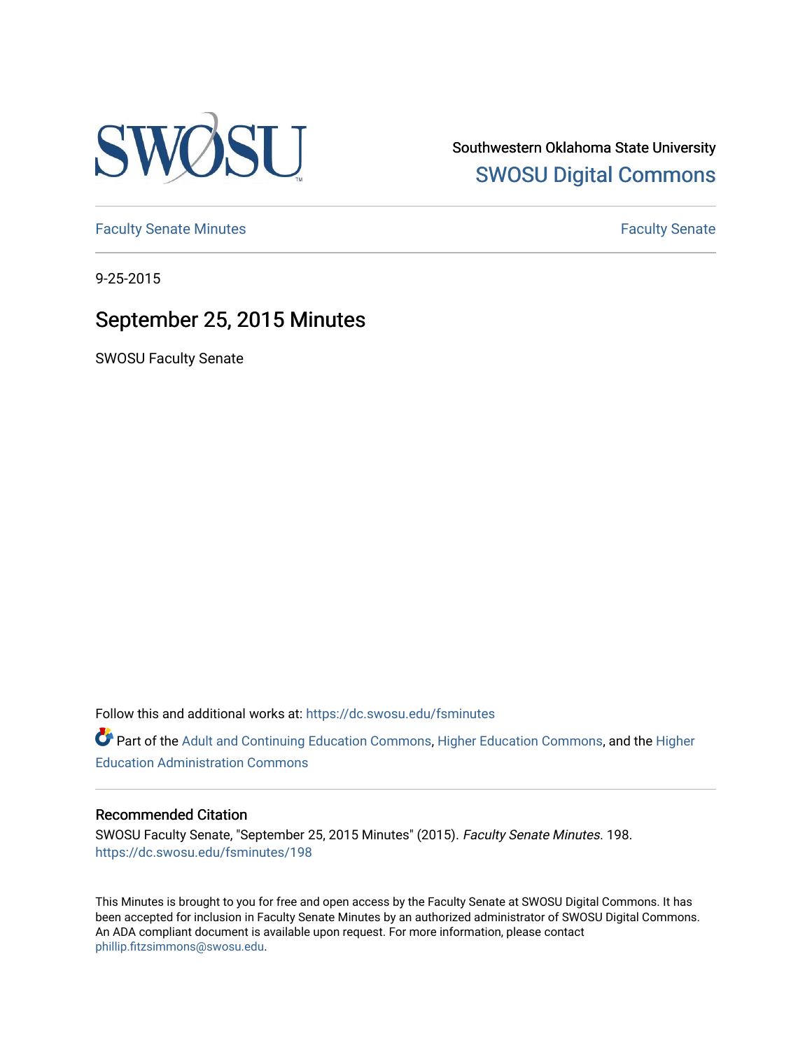Southwestern Oklahoma State University

SWOSU Digital Commons

Faculty Senate Minutes

Faculty Senate

9-25-2015

# September 25, 2015 Minutes

SWOSU Faculty Senate

Follow this and additional works at: https://dc.swosu.edu/fsminutes

Part of the Adult and Continuing Education Commons, Higher Education Commons, and the Higher Education Administration Commons

## Recommended Citation

SWOSU Faculty Senate, "September 25, 2015 Minutes" (2015). *Faculty Senate Minutes*. 198.
https://dc.swosu.edu/fsminutes/198

This Minutes is brought to you for free and open access by the Faculty Senate at SWOSU Digital Commons. It has been accepted for inclusion in Faculty Senate Minutes by an authorized administrator of SWOSU Digital Commons. An ADA compliant document is available upon request. For more information, please contact phillip.fitzsimmons@swosu.edu.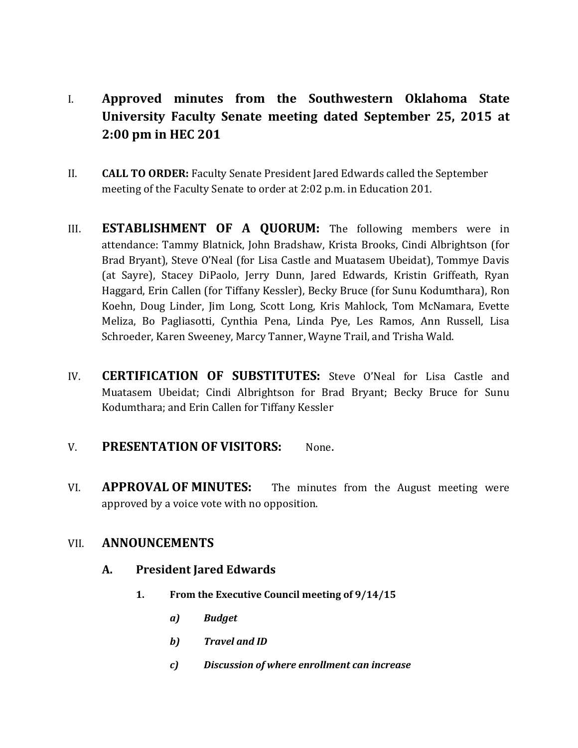I. **Approved minutes from the Southwestern Oklahoma State University Faculty Senate meeting dated September 25, 2015 at 2:00 pm in HEC 201**

II. **CALL TO ORDER:** Faculty Senate President Jared Edwards called the September meeting of the Faculty Senate to order at 2:02 p.m. in Education 201.

III. **ESTABLISHMENT OF A QUORUM:** The following members were in attendance: Tammy Blatnick, John Bradshaw, Krista Brooks, Cindi Albrightson (for Brad Bryant), Steve O'Neal (for Lisa Castle and Muatasem Ubeidat), Tommye Davis (at Sayre), Stacey DiPaolo, Jerry Dunn, Jared Edwards, Kristin Griffeath, Ryan Haggard, Erin Callen (for Tiffany Kessler), Becky Bruce (for Sunu Kodumthara), Ron Koehn, Doug Linder, Jim Long, Scott Long, Kris Mahlock, Tom McNamara, Evette Meliza, Bo Pagliasotti, Cynthia Pena, Linda Pye, Les Ramos, Ann Russell, Lisa Schroeder, Karen Sweeney, Marcy Tanner, Wayne Trail, and Trisha Wald.

IV. **CERTIFICATION OF SUBSTITUTES:** Steve O'Neal for Lisa Castle and Muatasem Ubeidat; Cindi Albrightson for Brad Bryant; Becky Bruce for Sunu Kodumthara; and Erin Callen for Tiffany Kessler

V. **PRESENTATION OF VISITORS:** None.

VI. **APPROVAL OF MINUTES:** The minutes from the August meeting were approved by a voice vote with no opposition.

VII. **ANNOUNCEMENTS**

**A. President Jared Edwards**

**1. From the Executive Council meeting of 9/14/15**

***a) Budget***

***b) Travel and ID***

***c) Discussion of where enrollment can increase***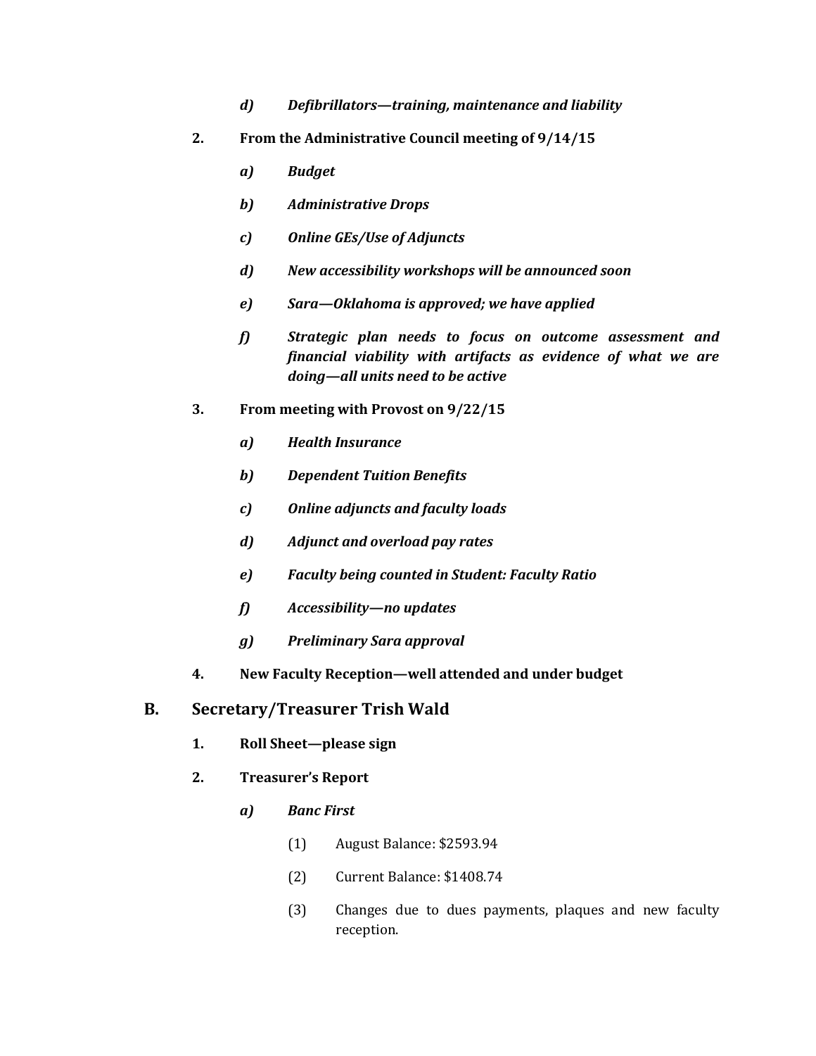d) ***Defibrillators—training, maintenance and liability***

2. **From the Administrative Council meeting of 9/14/15**

    a) ***Budget***

    b) ***Administrative Drops***

    c) ***Online GEs/Use of Adjuncts***

    d) ***New accessibility workshops will be announced soon***

    e) ***Sara—Oklahoma is approved; we have applied***

    f) ***Strategic plan needs to focus on outcome assessment and financial viability with artifacts as evidence of what we are doing—all units need to be active***

3. **From meeting with Provost on 9/22/15**

    a) ***Health Insurance***

    b) ***Dependent Tuition Benefits***

    c) ***Online adjuncts and faculty loads***

    d) ***Adjunct and overload pay rates***

    e) ***Faculty being counted in Student: Faculty Ratio***

    f) ***Accessibility—no updates***

    g) ***Preliminary Sara approval***

4. **New Faculty Reception—well attended and under budget**

## B. Secretary/Treasurer Trish Wald

1. **Roll Sheet—please sign**

2. **Treasurer's Report**

    a) ***Banc First***

        (1) August Balance: $2593.94

        (2) Current Balance: $1408.74

        (3) Changes due to dues payments, plaques and new faculty reception.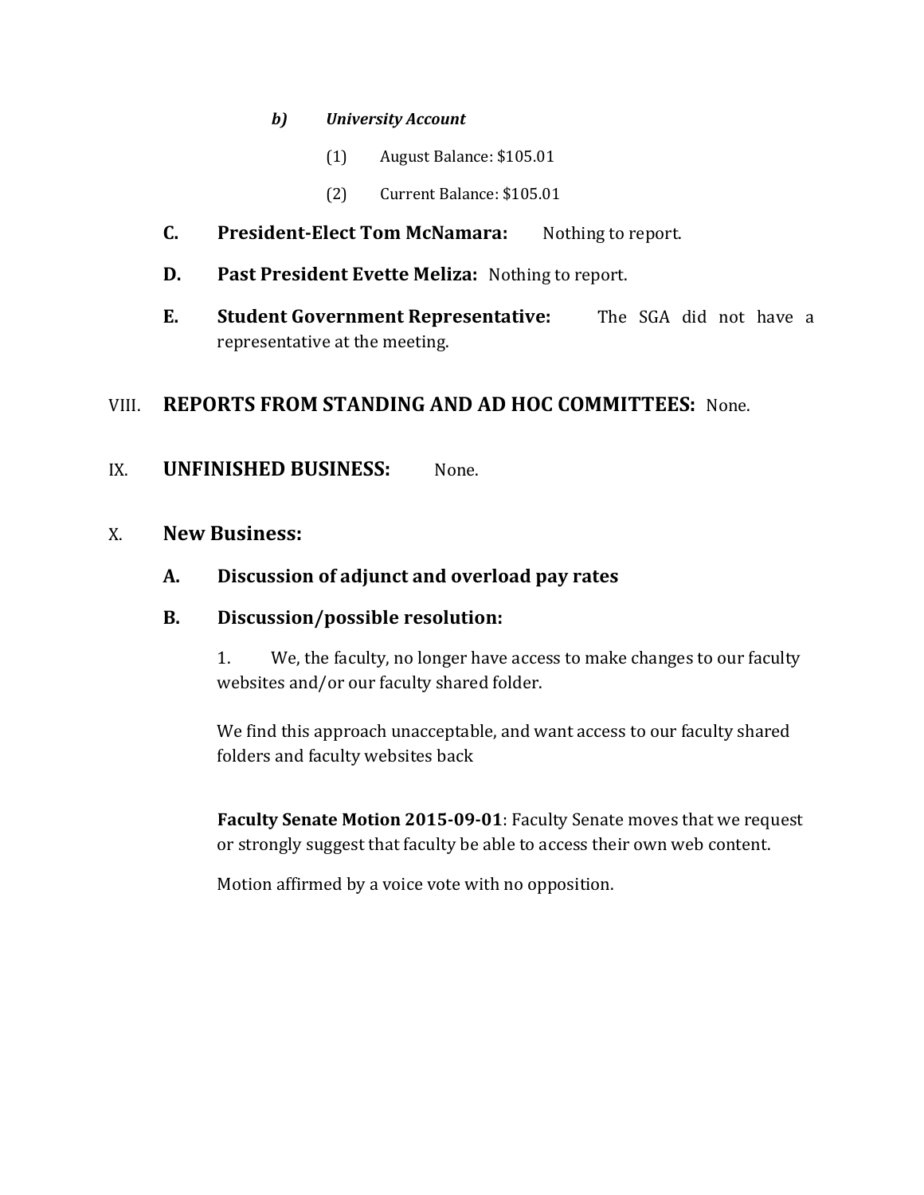*b) University Account*

(1) August Balance: $105.01

(2) Current Balance: $105.01

**C. President-Elect Tom McNamara:** Nothing to report.

**D. Past President Evette Meliza:** Nothing to report.

**E. Student Government Representative:** The SGA did not have a representative at the meeting.

## VIII. REPORTS FROM STANDING AND AD HOC COMMITTEES: None.

## IX. UNFINISHED BUSINESS: None.

## X. New Business:

### A. Discussion of adjunct and overload pay rates

### B. Discussion/possible resolution:

1. We, the faculty, no longer have access to make changes to our faculty websites and/or our faculty shared folder.

We find this approach unacceptable, and want access to our faculty shared folders and faculty websites back

**Faculty Senate Motion 2015-09-01**: Faculty Senate moves that we request or strongly suggest that faculty be able to access their own web content.

Motion affirmed by a voice vote with no opposition.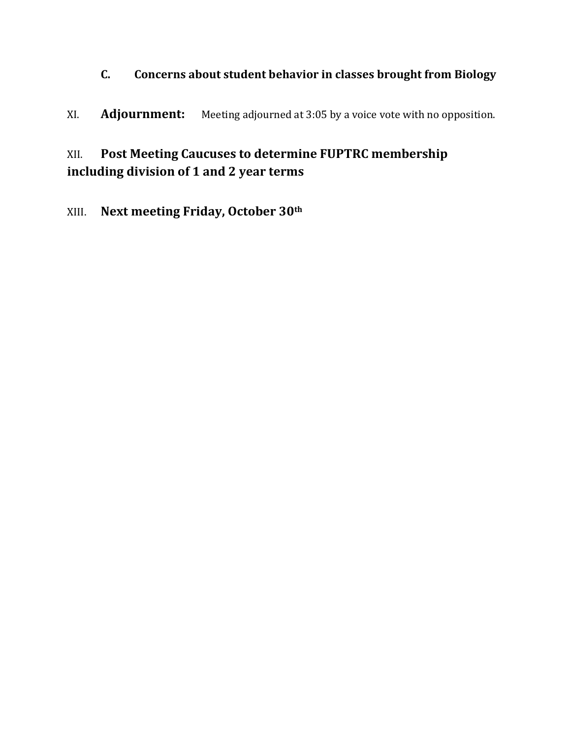**C. Concerns about student behavior in classes brought from Biology**

XI. **Adjournment:** Meeting adjourned at 3:05 by a voice vote with no opposition.

XII. **Post Meeting Caucuses to determine FUPTRC membership including division of 1 and 2 year terms**

XIII. **Next meeting Friday, October 30th**